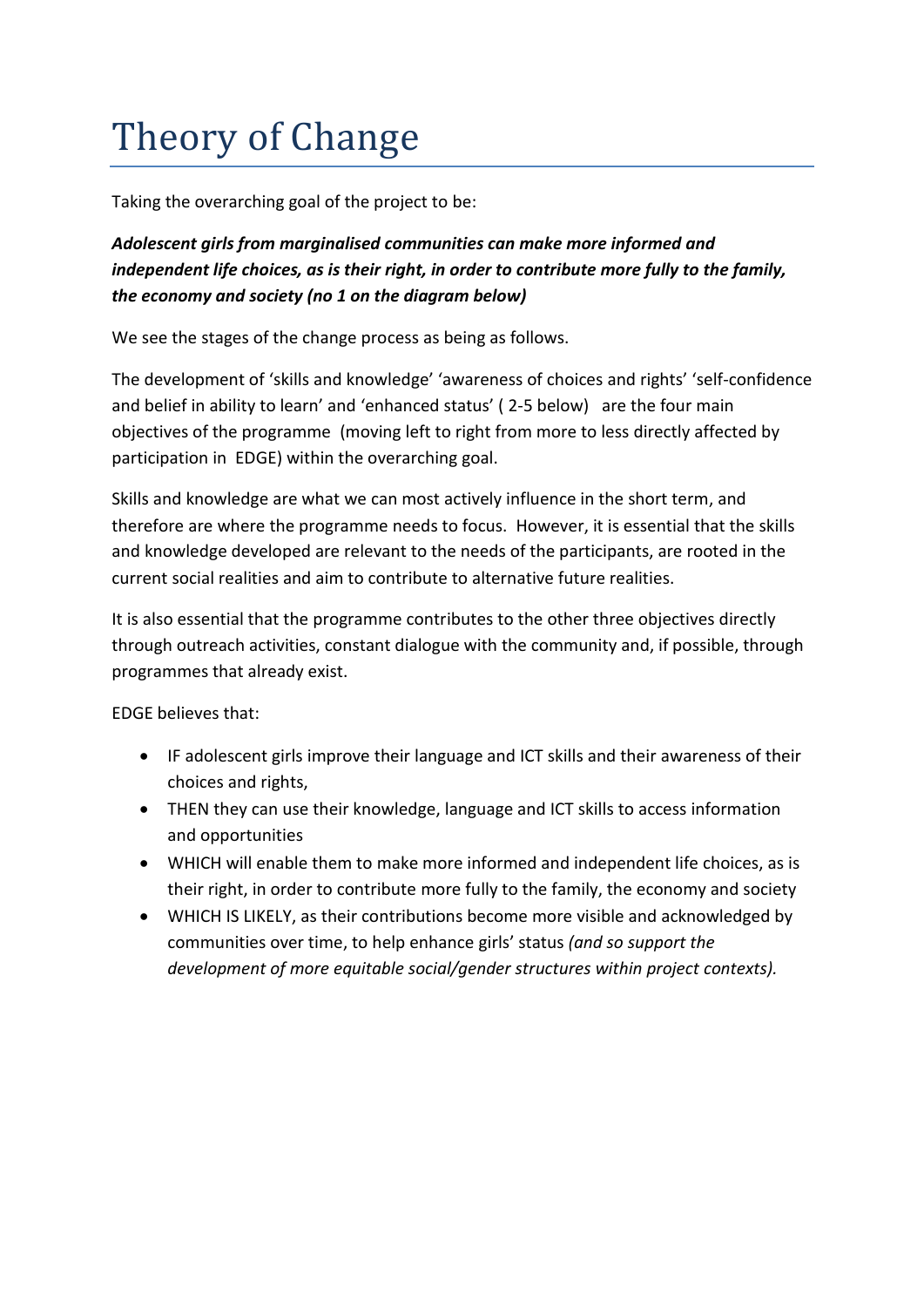# Theory of Change

Taking the overarching goal of the project to be:

***Adolescent girls from marginalised communities can make more informed and independent life choices, as is their right, in order to contribute more fully to the family, the economy and society (no 1 on the diagram below)***

We see the stages of the change process as being as follows.

The development of 'skills and knowledge' 'awareness of choices and rights' 'self-confidence and belief in ability to learn' and 'enhanced status' ( 2-5 below) are the four main objectives of the programme (moving left to right from more to less directly affected by participation in EDGE) within the overarching goal.

Skills and knowledge are what we can most actively influence in the short term, and therefore are where the programme needs to focus. However, it is essential that the skills and knowledge developed are relevant to the needs of the participants, are rooted in the current social realities and aim to contribute to alternative future realities.

It is also essential that the programme contributes to the other three objectives directly through outreach activities, constant dialogue with the community and, if possible, through programmes that already exist.

EDGE believes that:

- IF adolescent girls improve their language and ICT skills and their awareness of their choices and rights,
- THEN they can use their knowledge, language and ICT skills to access information and opportunities
- WHICH will enable them to make more informed and independent life choices, as is their right, in order to contribute more fully to the family, the economy and society
- WHICH IS LIKELY, as their contributions become more visible and acknowledged by communities over time, to help enhance girls' status *(and so support the development of more equitable social/gender structures within project contexts).*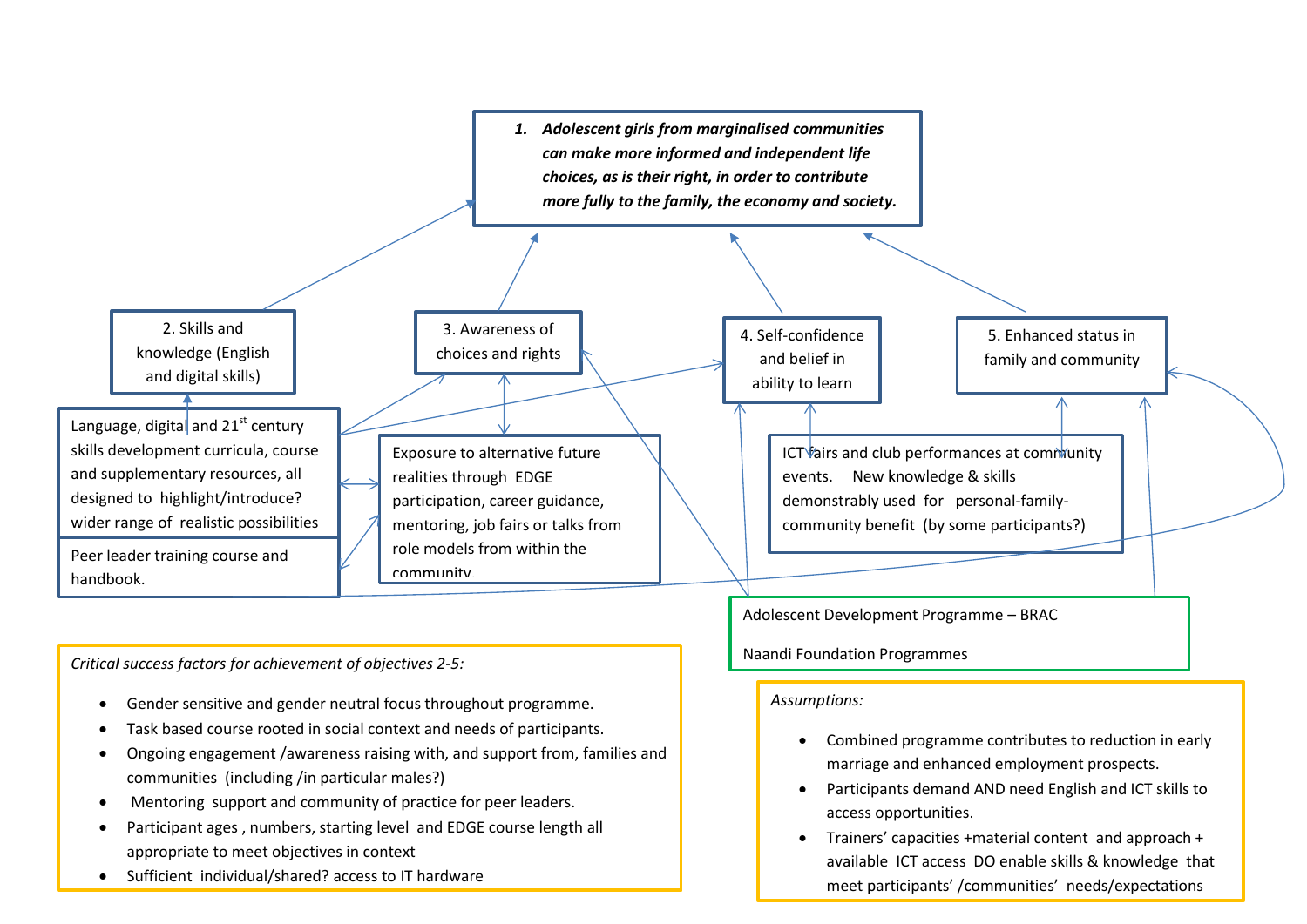**_1. Adolescent girls from marginalised communities can make more informed and independent life choices, as is their right, in order to contribute more fully to the family, the economy and society._**

2. Skills and knowledge (English and digital skills)

3. Awareness of choices and rights

4. Self-confidence and belief in ability to learn

5. Enhanced status in family and community

Language, digital and 21st century skills development curricula, course and supplementary resources, all designed to highlight/introduce? wider range of realistic possibilities

Peer leader training course and handbook.

Exposure to alternative future realities through EDGE participation, career guidance, mentoring, job fairs or talks from role models from within the community

ICT fairs and club performances at community events. New knowledge & skills demonstrably used for personal-family-community benefit (by some participants?)

Adolescent Development Programme – BRAC

Naandi Foundation Programmes

*Critical success factors for achievement of objectives 2-5:*

- Gender sensitive and gender neutral focus throughout programme.
- Task based course rooted in social context and needs of participants.
- Ongoing engagement /awareness raising with, and support from, families and communities (including /in particular males?)
- Mentoring support and community of practice for peer leaders.
- Participant ages , numbers, starting level and EDGE course length all appropriate to meet objectives in context
- Sufficient individual/shared? access to IT hardware

*Assumptions:*

- Combined programme contributes to reduction in early marriage and enhanced employment prospects.
- Participants demand AND need English and ICT skills to access opportunities.
- Trainers' capacities +material content and approach + available ICT access DO enable skills & knowledge that meet participants' /communities' needs/expectations